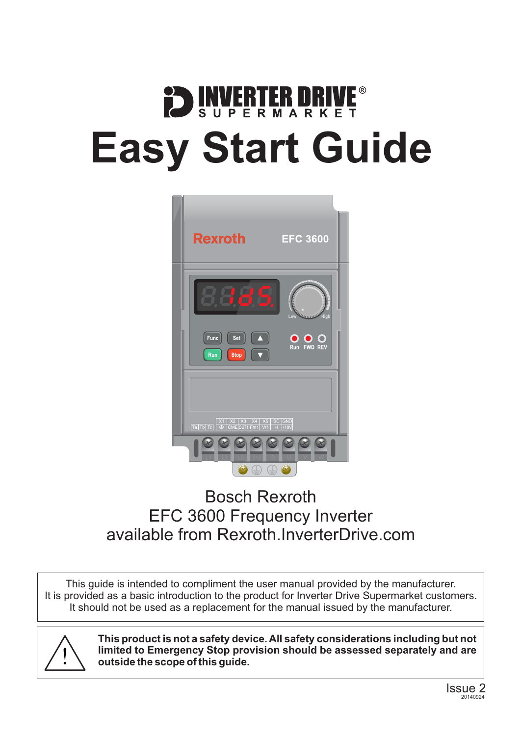INVERTER DRIVE® SUPERMARKET

# Easy Start Guide

Bosch Rexroth
EFC 3600 Frequency Inverter
available from Rexroth.InverterDrive.com

This guide is intended to compliment the user manual provided by the manufacturer.
It is provided as a basic introduction to the product for Inverter Drive Supermarket customers.
It should not be used as a replacement for the manual issued by the manufacturer.

**This product is not a safety device. All safety considerations including but not limited to Emergency Stop provision should be assessed separately and are outside the scope of this guide.**

Issue 2
20140924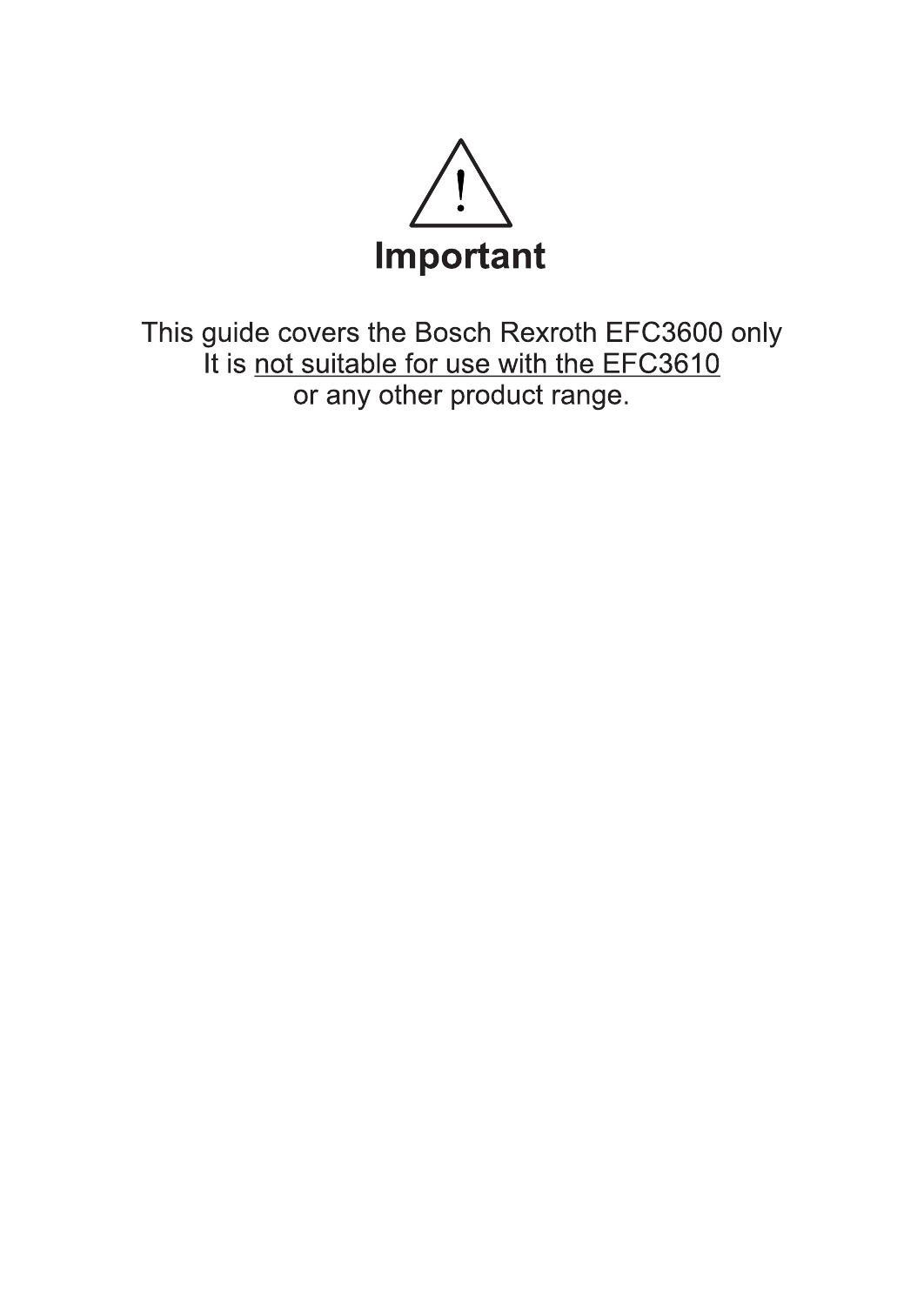# ⚠ Important

This guide covers the Bosch Rexroth EFC3600 only
It is <u>not suitable for use with the EFC3610</u>
or any other product range.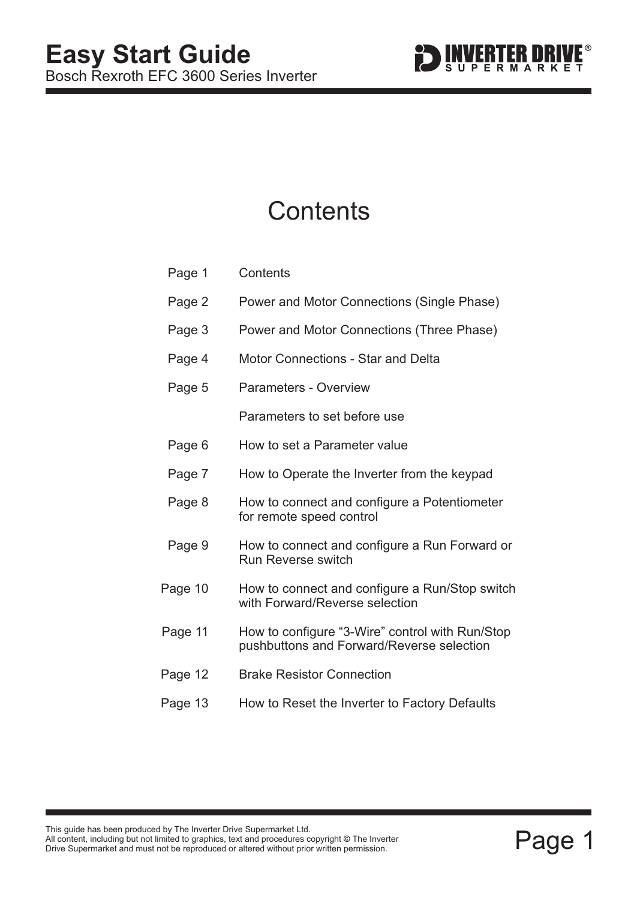# Easy Start Guide

Bosch Rexroth EFC 3600 Series Inverter

## Contents

| | |
|---|---|
| Page 1 | Contents |
| Page 2 | Power and Motor Connections (Single Phase) |
| Page 3 | Power and Motor Connections (Three Phase) |
| Page 4 | Motor Connections - Star and Delta |
| Page 5 | Parameters - Overview |
| | Parameters to set before use |
| Page 6 | How to set a Parameter value |
| Page 7 | How to Operate the Inverter from the keypad |
| Page 8 | How to connect and configure a Potentiometer for remote speed control |
| Page 9 | How to connect and configure a Run Forward or Run Reverse switch |
| Page 10 | How to connect and configure a Run/Stop switch with Forward/Reverse selection |
| Page 11 | How to configure “3-Wire” control with Run/Stop pushbuttons and Forward/Reverse selection |
| Page 12 | Brake Resistor Connection |
| Page 13 | How to Reset the Inverter to Factory Defaults |

This guide has been produced by The Inverter Drive Supermarket Ltd.
All content, including but not limited to graphics, text and procedures copyright © The Inverter Drive Supermarket and must not be reproduced or altered without prior written permission.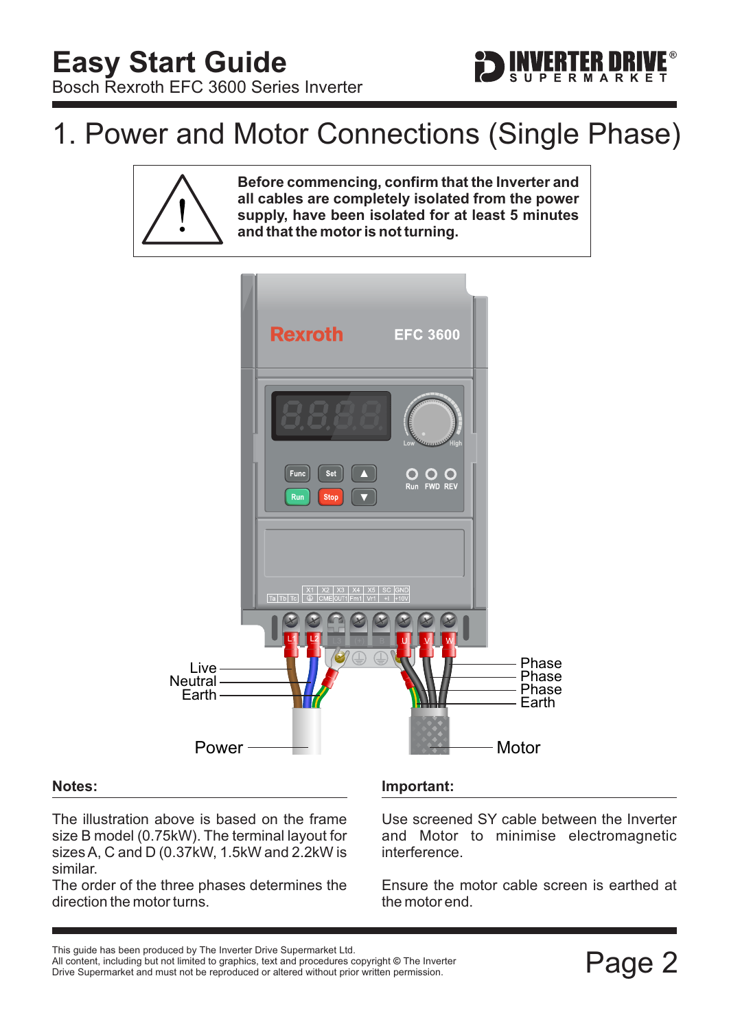# 1. Power and Motor Connections (Single Phase)

**Before commencing, confirm that the Inverter and all cables are completely isolated from the power supply, have been isolated for at least 5 minutes and that the motor is not turning.**

Live
Neutral
Earth

Power

Phase
Phase
Phase
Earth

Motor

**Notes:**

The illustration above is based on the frame size B model (0.75kW). The terminal layout for sizes A, C and D (0.37kW, 1.5kW and 2.2kW is similar.
The order of the three phases determines the direction the motor turns.

**Important:**

Use screened SY cable between the Inverter and Motor to minimise electromagnetic interference.

Ensure the motor cable screen is earthed at the motor end.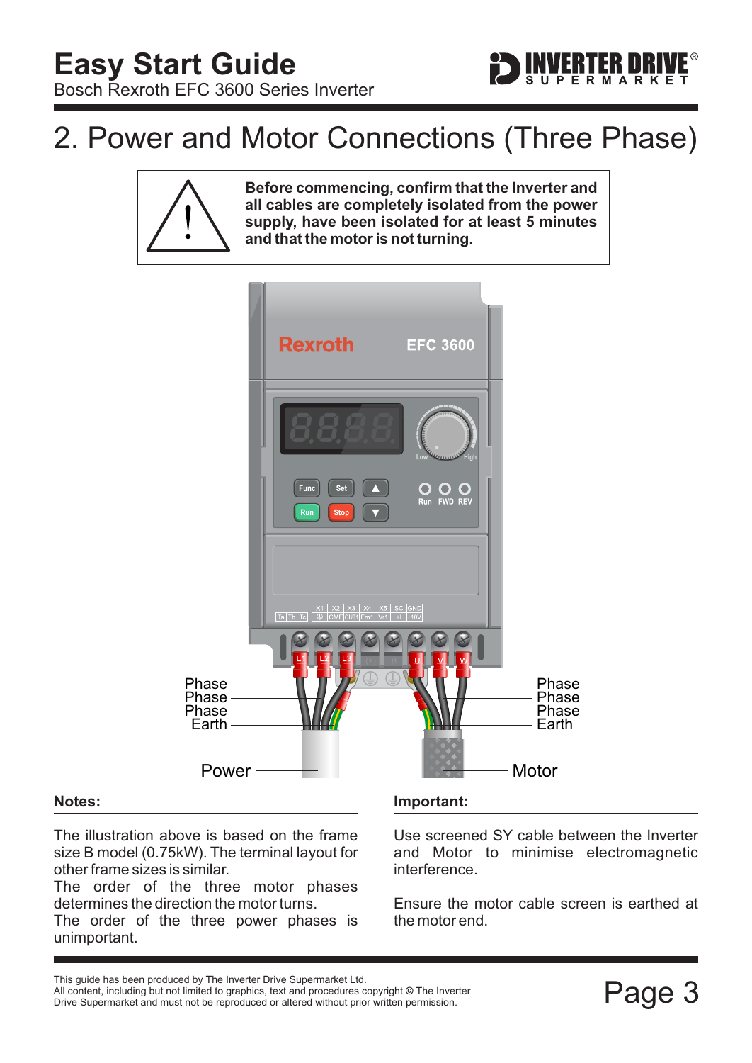# 2. Power and Motor Connections (Three Phase)

**Before commencing, confirm that the Inverter and all cables are completely isolated from the power supply, have been isolated for at least 5 minutes and that the motor is not turning.**

Phase
Phase
Phase
Earth

Power

Phase
Phase
Phase
Earth

Motor

**Notes:**

The illustration above is based on the frame size B model (0.75kW). The terminal layout for other frame sizes is similar.

The order of the three motor phases determines the direction the motor turns.

The order of the three power phases is unimportant.

**Important:**

Use screened SY cable between the Inverter and Motor to minimise electromagnetic interference.

Ensure the motor cable screen is earthed at the motor end.

This guide has been produced by The Inverter Drive Supermarket Ltd.
All content, including but not limited to graphics, text and procedures copyright © The Inverter Drive Supermarket and must not be reproduced or altered without prior written permission.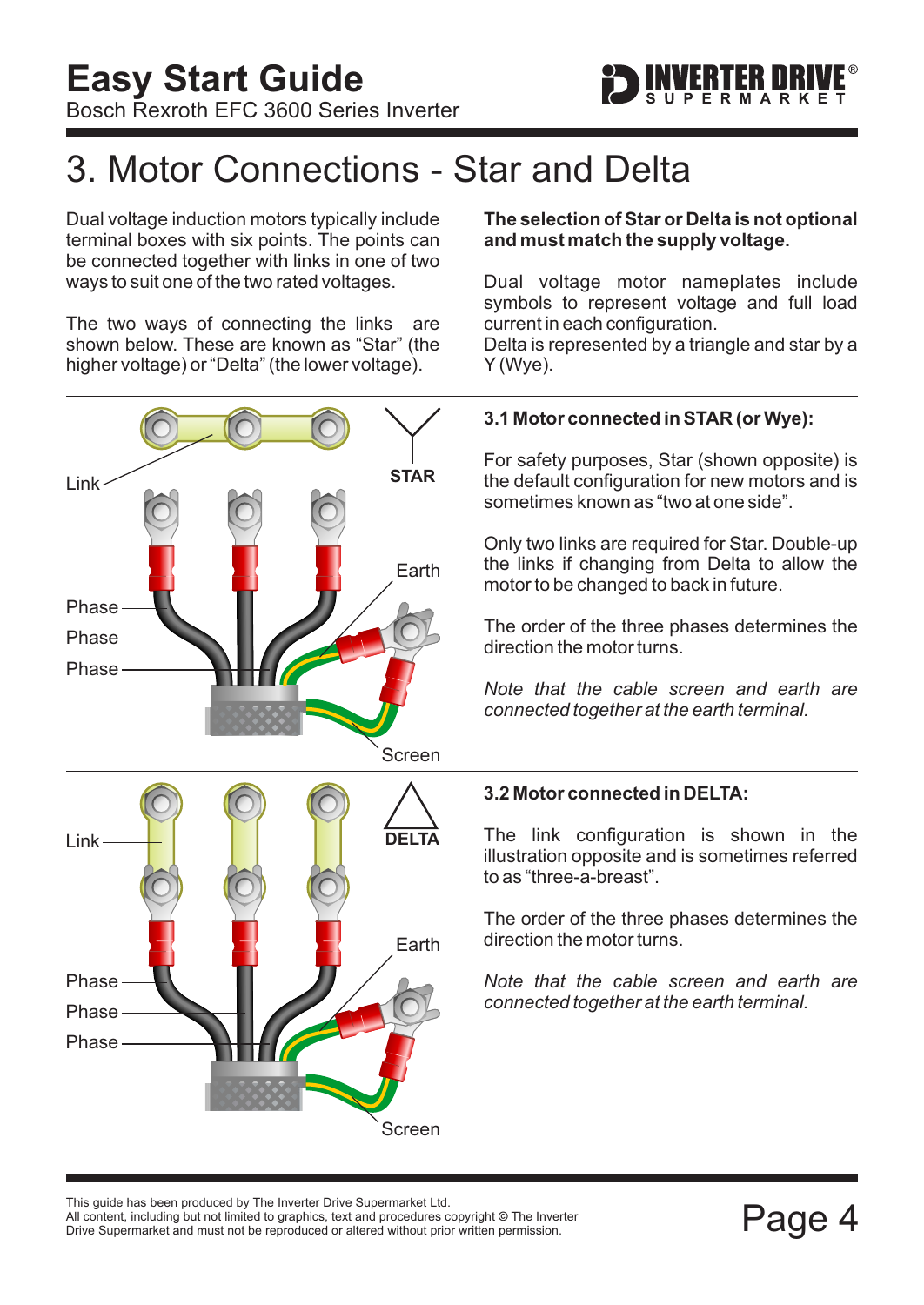# 3. Motor Connections - Star and Delta

Dual voltage induction motors typically include terminal boxes with six points. The points can be connected together with links in one of two ways to suit one of the two rated voltages.

The two ways of connecting the links are shown below. These are known as "Star" (the higher voltage) or "Delta" (the lower voltage).

**The selection of Star or Delta is not optional and must match the supply voltage.**

Dual voltage motor nameplates include symbols to represent voltage and full load current in each configuration.
Delta is represented by a triangle and star by a Y (Wye).

Link

STAR

Earth

Phase

Phase

Phase

Screen

### 3.1 Motor connected in STAR (or Wye):

For safety purposes, Star (shown opposite) is the default configuration for new motors and is sometimes known as "two at one side".

Only two links are required for Star. Double-up the links if changing from Delta to allow the motor to be changed to back in future.

The order of the three phases determines the direction the motor turns.

*Note that the cable screen and earth are connected together at the earth terminal.*

Link

DELTA

Earth

Phase

Phase

Phase

Screen

### 3.2 Motor connected in DELTA:

The link configuration is shown in the illustration opposite and is sometimes referred to as "three-a-breast".

The order of the three phases determines the direction the motor turns.

*Note that the cable screen and earth are connected together at the earth terminal.*

This guide has been produced by The Inverter Drive Supermarket Ltd.
All content, including but not limited to graphics, text and procedures copyright © The Inverter Drive Supermarket and must not be reproduced or altered without prior written permission.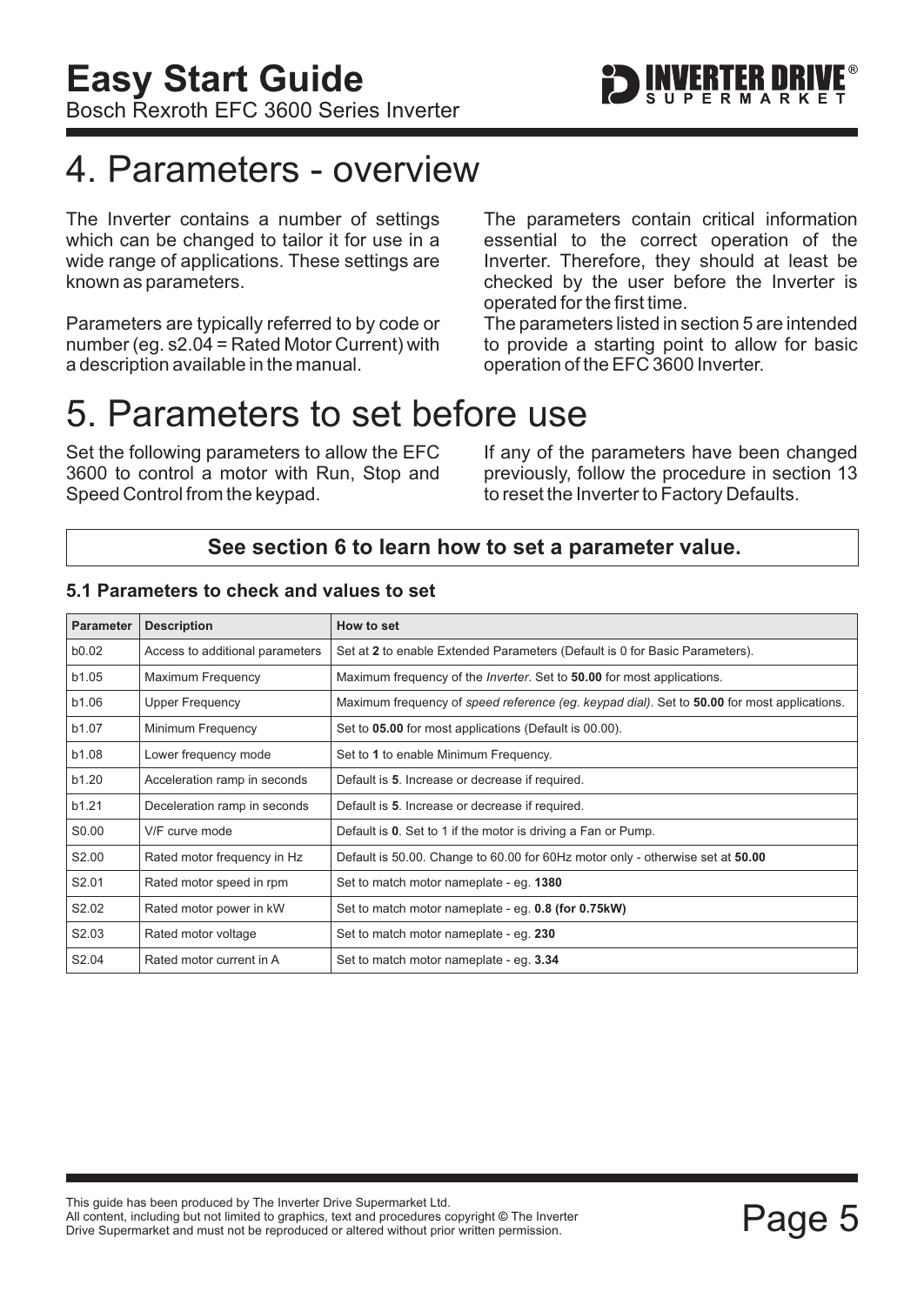# 4. Parameters - overview

The Inverter contains a number of settings which can be changed to tailor it for use in a wide range of applications. These settings are known as parameters.

Parameters are typically referred to by code or number (eg. s2.04 = Rated Motor Current) with a description available in the manual.

The parameters contain critical information essential to the correct operation of the Inverter. Therefore, they should at least be checked by the user before the Inverter is operated for the first time.

The parameters listed in section 5 are intended to provide a starting point to allow for basic operation of the EFC 3600 Inverter.

# 5. Parameters to set before use

Set the following parameters to allow the EFC 3600 to control a motor with Run, Stop and Speed Control from the keypad.

If any of the parameters have been changed previously, follow the procedure in section 13 to reset the Inverter to Factory Defaults.

**See section 6 to learn how to set a parameter value.**

### 5.1 Parameters to check and values to set

| Parameter | Description | How to set |
|---|---|---|
| b0.02 | Access to additional parameters | Set at **2** to enable Extended Parameters (Default is 0 for Basic Parameters). |
| b1.05 | Maximum Frequency | Maximum frequency of the *Inverter*. Set to **50.00** for most applications. |
| b1.06 | Upper Frequency | Maximum frequency of *speed reference (eg. keypad dial)*. Set to **50.00** for most applications. |
| b1.07 | Minimum Frequency | Set to **05.00** for most applications (Default is 00.00). |
| b1.08 | Lower frequency mode | Set to **1** to enable Minimum Frequency. |
| b1.20 | Acceleration ramp in seconds | Default is **5**. Increase or decrease if required. |
| b1.21 | Deceleration ramp in seconds | Default is **5**. Increase or decrease if required. |
| S0.00 | V/F curve mode | Default is **0**. Set to 1 if the motor is driving a Fan or Pump. |
| S2.00 | Rated motor frequency in Hz | Default is 50.00. Change to 60.00 for 60Hz motor only - otherwise set at **50.00** |
| S2.01 | Rated motor speed in rpm | Set to match motor nameplate - eg. **1380** |
| S2.02 | Rated motor power in kW | Set to match motor nameplate - eg. **0.8 (for 0.75kW)** |
| S2.03 | Rated motor voltage | Set to match motor nameplate - eg. **230** |
| S2.04 | Rated motor current in A | Set to match motor nameplate - eg. **3.34** |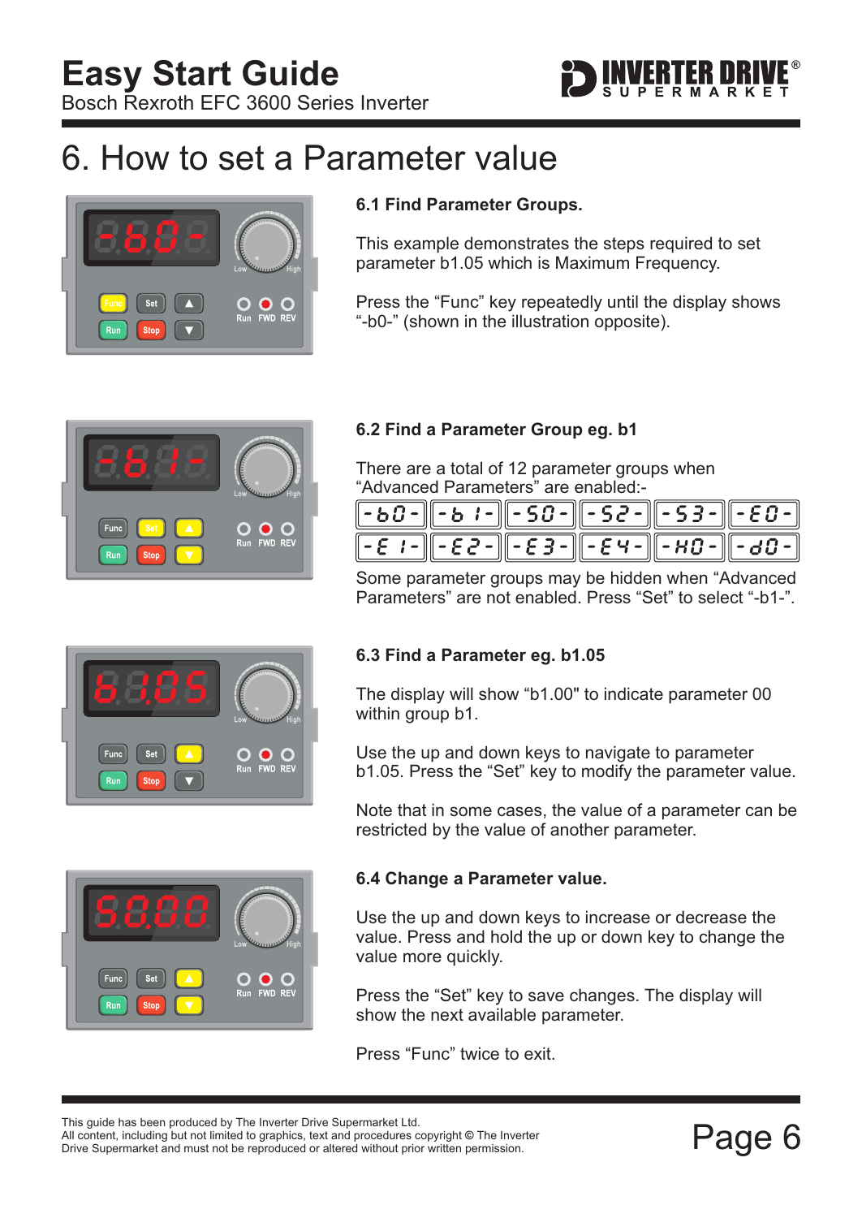# Easy Start Guide

Bosch Rexroth EFC 3600 Series Inverter

# 6. How to set a Parameter value

### 6.1 Find Parameter Groups.

This example demonstrates the steps required to set parameter b1.05 which is Maximum Frequency.

Press the “Func” key repeatedly until the display shows “-b0-” (shown in the illustration opposite).

### 6.2 Find a Parameter Group eg. b1

There are a total of 12 parameter groups when “Advanced Parameters” are enabled:-

| -b0- | -b1- | -S0- | -S2- | -S3- | -E0- |
|---|---|---|---|---|---|
| -E1- | -E2- | -E3- | -E4- | -H0- | -d0- |

Some parameter groups may be hidden when “Advanced Parameters” are not enabled. Press “Set” to select “-b1-”.

### 6.3 Find a Parameter eg. b1.05

The display will show “b1.00" to indicate parameter 00 within group b1.

Use the up and down keys to navigate to parameter b1.05. Press the “Set” key to modify the parameter value.

Note that in some cases, the value of a parameter can be restricted by the value of another parameter.

### 6.4 Change a Parameter value.

Use the up and down keys to increase or decrease the value. Press and hold the up or down key to change the value more quickly.

Press the “Set” key to save changes. The display will show the next available parameter.

Press “Func” twice to exit.

This guide has been produced by The Inverter Drive Supermarket Ltd.
All content, including but not limited to graphics, text and procedures copyright © The Inverter Drive Supermarket and must not be reproduced or altered without prior written permission.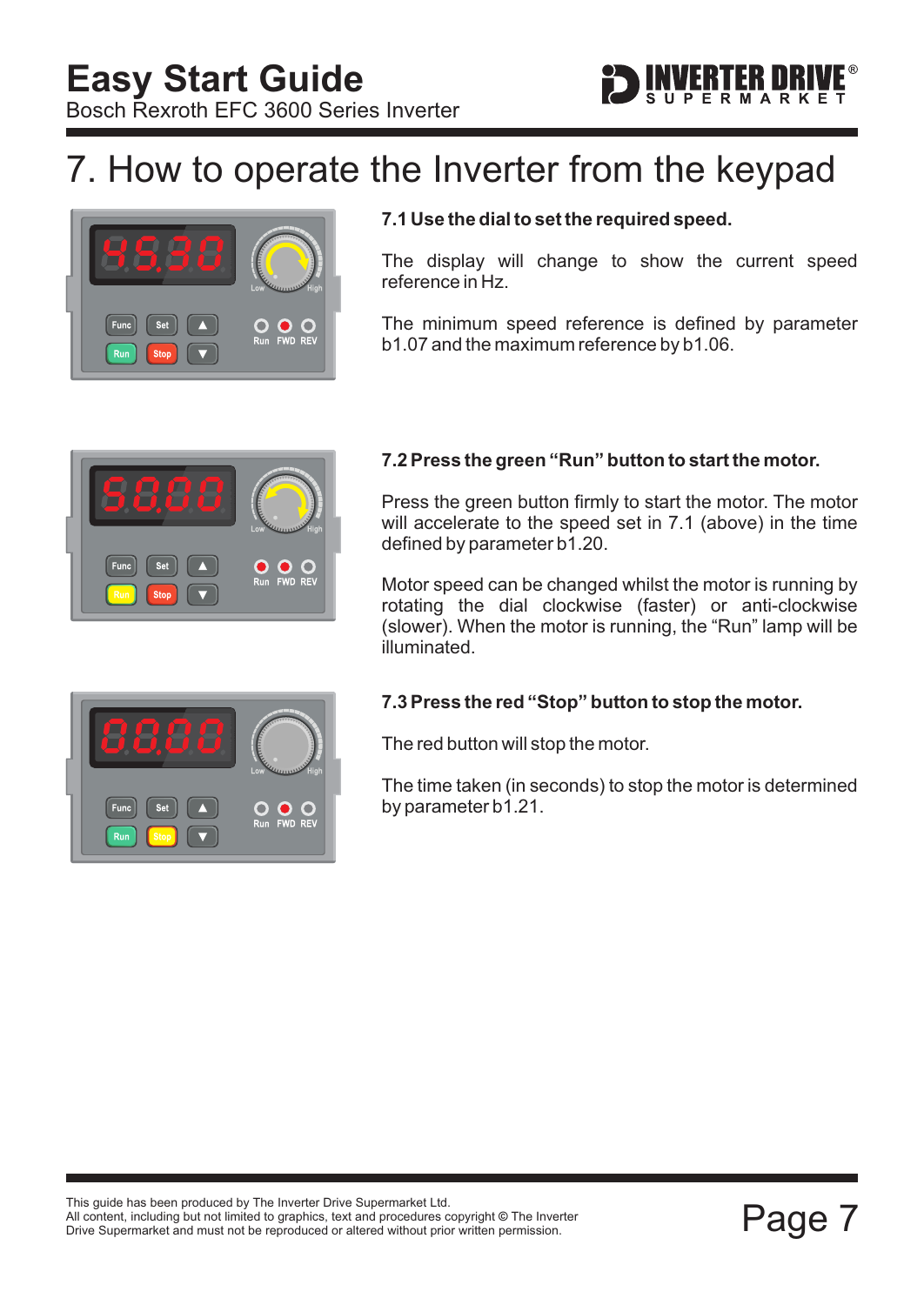# 7. How to operate the Inverter from the keypad

### 7.1 Use the dial to set the required speed.

The display will change to show the current speed reference in Hz.

The minimum speed reference is defined by parameter b1.07 and the maximum reference by b1.06.

### 7.2 Press the green "Run" button to start the motor.

Press the green button firmly to start the motor. The motor will accelerate to the speed set in 7.1 (above) in the time defined by parameter b1.20.

Motor speed can be changed whilst the motor is running by rotating the dial clockwise (faster) or anti-clockwise (slower). When the motor is running, the "Run" lamp will be illuminated.

### 7.3 Press the red "Stop" button to stop the motor.

The red button will stop the motor.

The time taken (in seconds) to stop the motor is determined by parameter b1.21.

This guide has been produced by The Inverter Drive Supermarket Ltd.
All content, including but not limited to graphics, text and procedures copyright © The Inverter Drive Supermarket and must not be reproduced or altered without prior written permission.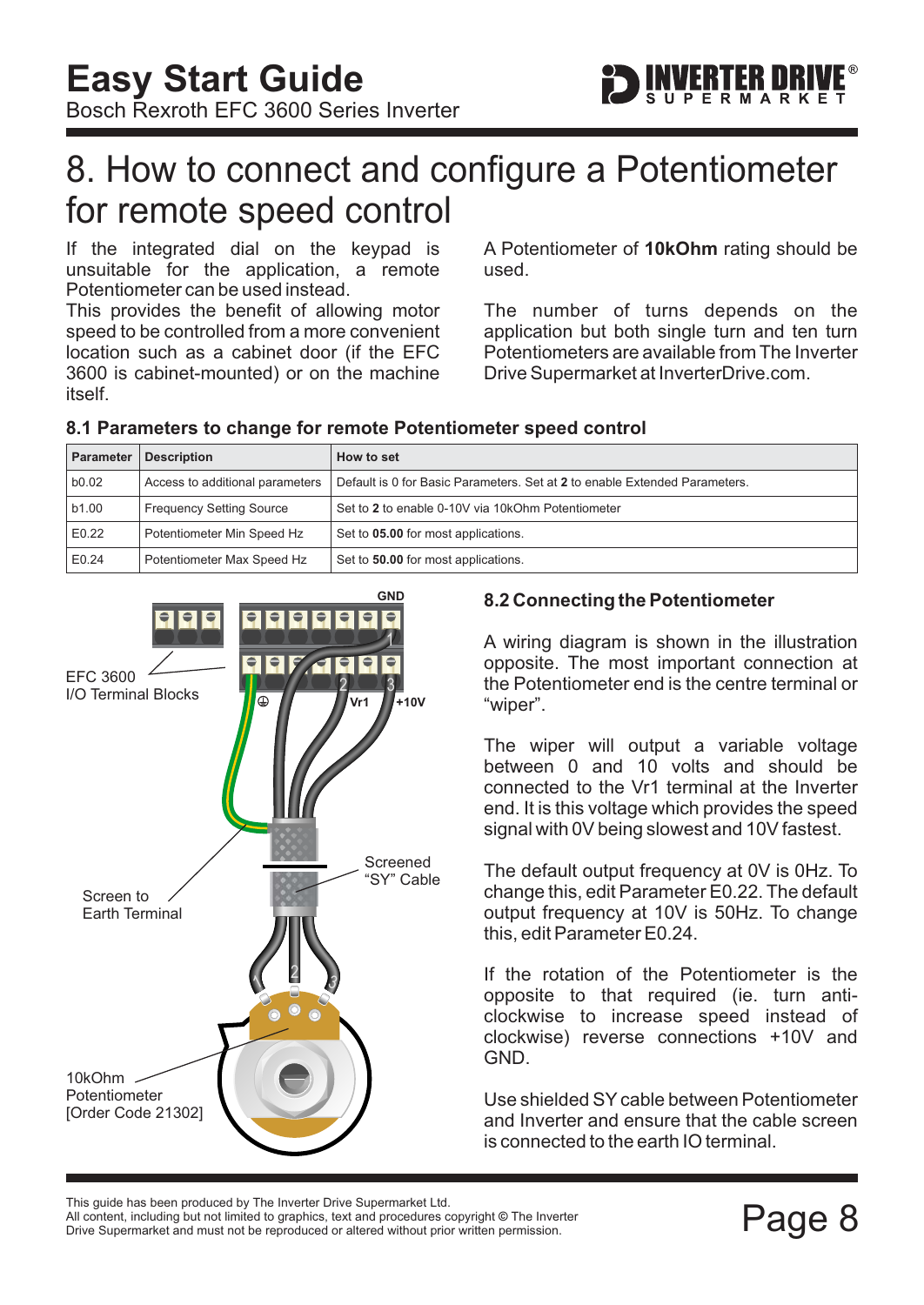# 8. How to connect and configure a Potentiometer for remote speed control

If the integrated dial on the keypad is unsuitable for the application, a remote Potentiometer can be used instead.
This provides the benefit of allowing motor speed to be controlled from a more convenient location such as a cabinet door (if the EFC 3600 is cabinet-mounted) or on the machine itself.

A Potentiometer of **10kOhm** rating should be used.

The number of turns depends on the application but both single turn and ten turn Potentiometers are available from The Inverter Drive Supermarket at InverterDrive.com.

### 8.1 Parameters to change for remote Potentiometer speed control

| Parameter | Description | How to set |
|---|---|---|
| b0.02 | Access to additional parameters | Default is 0 for Basic Parameters. Set at **2** to enable Extended Parameters. |
| b1.00 | Frequency Setting Source | Set to **2** to enable 0-10V via 10kOhm Potentiometer |
| E0.22 | Potentiometer Min Speed Hz | Set to **05.00** for most applications. |
| E0.24 | Potentiometer Max Speed Hz | Set to **50.00** for most applications. |

GND

EFC 3600
I/O Terminal Blocks

Vr1 +10V

Screened "SY" Cable

Screen to Earth Terminal

10kOhm Potentiometer [Order Code 21302]

### 8.2 Connecting the Potentiometer

A wiring diagram is shown in the illustration opposite. The most important connection at the Potentiometer end is the centre terminal or "wiper".

The wiper will output a variable voltage between 0 and 10 volts and should be connected to the Vr1 terminal at the Inverter end. It is this voltage which provides the speed signal with 0V being slowest and 10V fastest.

The default output frequency at 0V is 0Hz. To change this, edit Parameter E0.22. The default output frequency at 10V is 50Hz. To change this, edit Parameter E0.24.

If the rotation of the Potentiometer is the opposite to that required (ie. turn anti-clockwise to increase speed instead of clockwise) reverse connections +10V and GND.

Use shielded SY cable between Potentiometer and Inverter and ensure that the cable screen is connected to the earth IO terminal.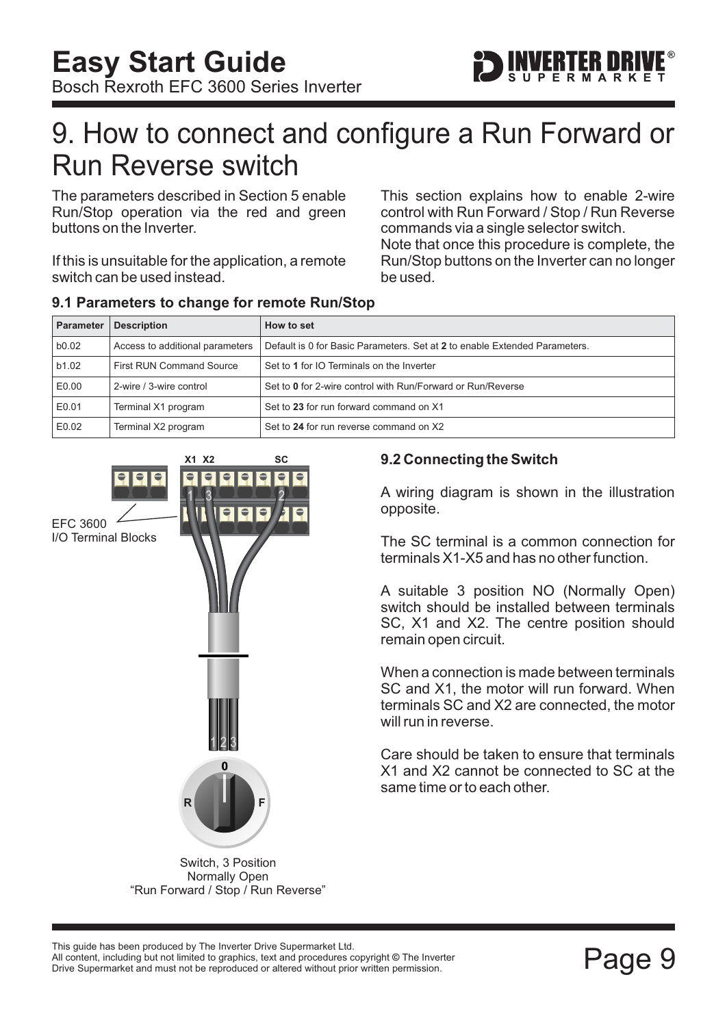# 9. How to connect and configure a Run Forward or Run Reverse switch

The parameters described in Section 5 enable Run/Stop operation via the red and green buttons on the Inverter.

If this is unsuitable for the application, a remote switch can be used instead.

This section explains how to enable 2-wire control with Run Forward / Stop / Run Reverse commands via a single selector switch.
Note that once this procedure is complete, the Run/Stop buttons on the Inverter can no longer be used.

### 9.1 Parameters to change for remote Run/Stop

| Parameter | Description | How to set |
|---|---|---|
| b0.02 | Access to additional parameters | Default is 0 for Basic Parameters. Set at **2** to enable Extended Parameters. |
| b1.02 | First RUN Command Source | Set to **1** for IO Terminals on the Inverter |
| E0.00 | 2-wire / 3-wire control | Set to **0** for 2-wire control with Run/Forward or Run/Reverse |
| E0.01 | Terminal X1 program | Set to **23** for run forward command on X1 |
| E0.02 | Terminal X2 program | Set to **24** for run reverse command on X2 |

X1 X2 SC

EFC 3600
I/O Terminal Blocks

Switch, 3 Position
Normally Open
"Run Forward / Stop / Run Reverse"

### 9.2 Connecting the Switch

A wiring diagram is shown in the illustration opposite.

The SC terminal is a common connection for terminals X1-X5 and has no other function.

A suitable 3 position NO (Normally Open) switch should be installed between terminals SC, X1 and X2. The centre position should remain open circuit.

When a connection is made between terminals SC and X1, the motor will run forward. When terminals SC and X2 are connected, the motor will run in reverse.

Care should be taken to ensure that terminals X1 and X2 cannot be connected to SC at the same time or to each other.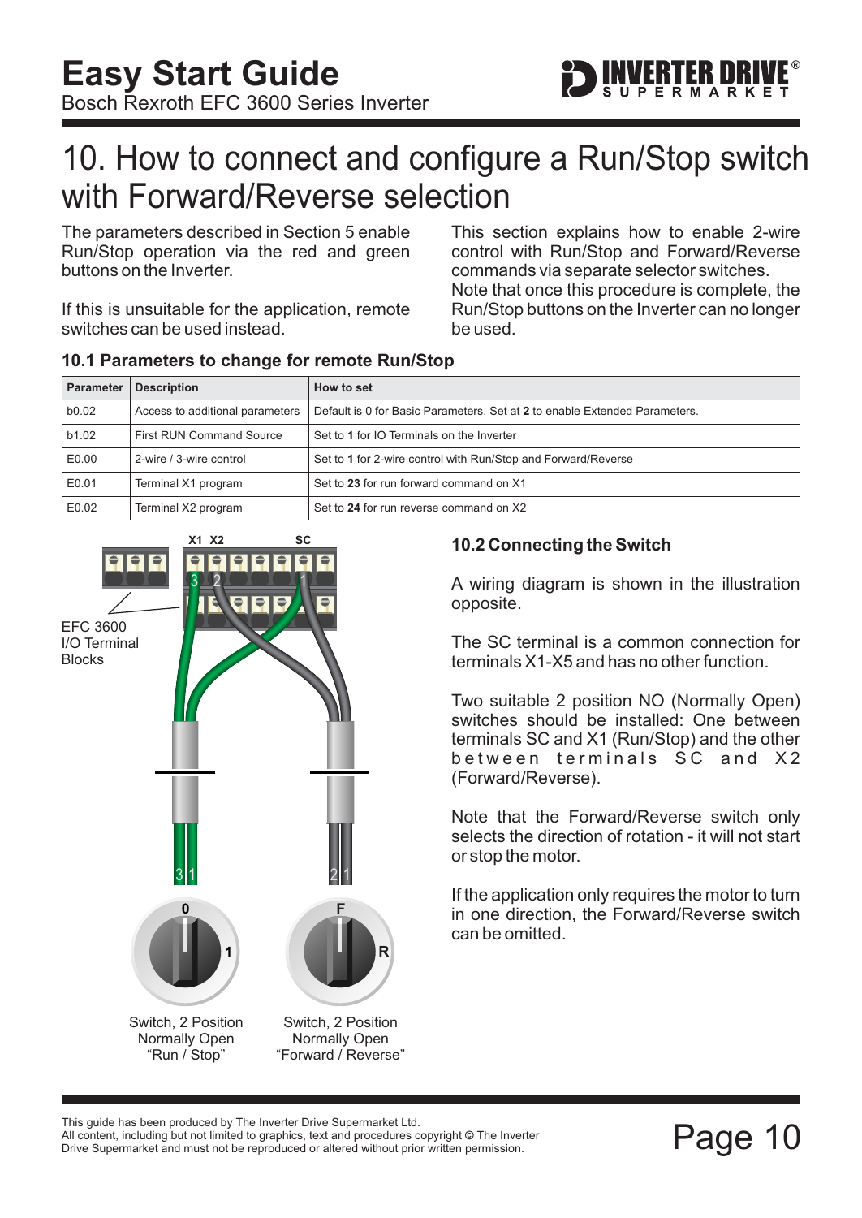# 10. How to connect and configure a Run/Stop switch with Forward/Reverse selection

The parameters described in Section 5 enable Run/Stop operation via the red and green buttons on the Inverter.

If this is unsuitable for the application, remote switches can be used instead.

This section explains how to enable 2-wire control with Run/Stop and Forward/Reverse commands via separate selector switches.
Note that once this procedure is complete, the Run/Stop buttons on the Inverter can no longer be used.

### 10.1 Parameters to change for remote Run/Stop

| Parameter | Description | How to set |
|---|---|---|
| b0.02 | Access to additional parameters | Default is 0 for Basic Parameters. Set at **2** to enable Extended Parameters. |
| b1.02 | First RUN Command Source | Set to **1** for IO Terminals on the Inverter |
| E0.00 | 2-wire / 3-wire control | Set to **1** for 2-wire control with Run/Stop and Forward/Reverse |
| E0.01 | Terminal X1 program | Set to **23** for run forward command on X1 |
| E0.02 | Terminal X2 program | Set to **24** for run reverse command on X2 |

X1 X2 SC

EFC 3600 I/O Terminal Blocks

Switch, 2 Position Normally Open "Run / Stop"

Switch, 2 Position Normally Open "Forward / Reverse"

### 10.2 Connecting the Switch

A wiring diagram is shown in the illustration opposite.

The SC terminal is a common connection for terminals X1-X5 and has no other function.

Two suitable 2 position NO (Normally Open) switches should be installed: One between terminals SC and X1 (Run/Stop) and the other between terminals SC and X2 (Forward/Reverse).

Note that the Forward/Reverse switch only selects the direction of rotation - it will not start or stop the motor.

If the application only requires the motor to turn in one direction, the Forward/Reverse switch can be omitted.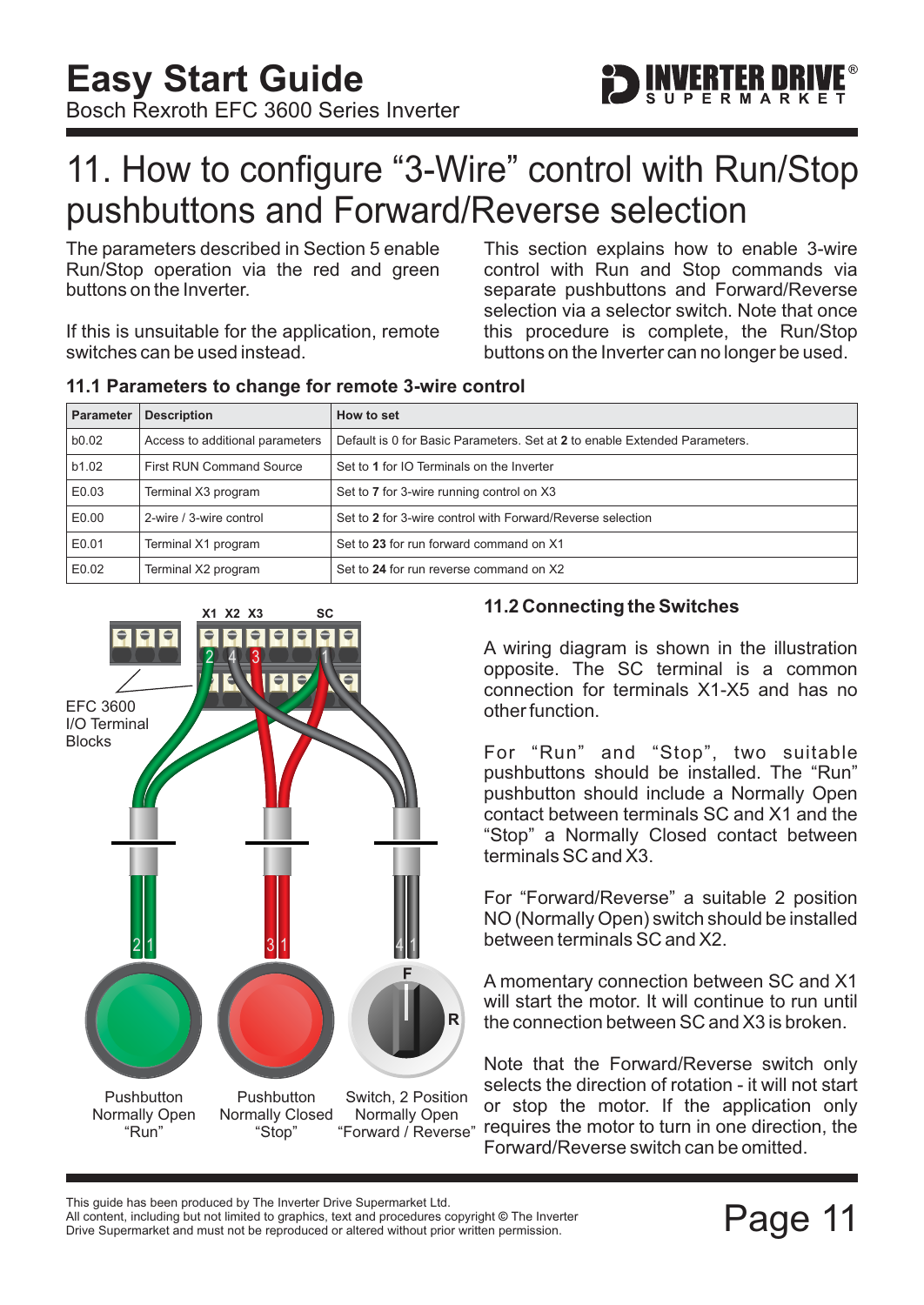# 11. How to configure “3-Wire” control with Run/Stop pushbuttons and Forward/Reverse selection

The parameters described in Section 5 enable Run/Stop operation via the red and green buttons on the Inverter.

If this is unsuitable for the application, remote switches can be used instead.

This section explains how to enable 3-wire control with Run and Stop commands via separate pushbuttons and Forward/Reverse selection via a selector switch. Note that once this procedure is complete, the Run/Stop buttons on the Inverter can no longer be used.

### 11.1 Parameters to change for remote 3-wire control

| Parameter | Description | How to set |
|---|---|---|
| b0.02 | Access to additional parameters | Default is 0 for Basic Parameters. Set at **2** to enable Extended Parameters. |
| b1.02 | First RUN Command Source | Set to **1** for IO Terminals on the Inverter |
| E0.03 | Terminal X3 program | Set to **7** for 3-wire running control on X3 |
| E0.00 | 2-wire / 3-wire control | Set to **2** for 3-wire control with Forward/Reverse selection |
| E0.01 | Terminal X1 program | Set to **23** for run forward command on X1 |
| E0.02 | Terminal X2 program | Set to **24** for run reverse command on X2 |

X1 X2 X3 SC

EFC 3600 I/O Terminal Blocks

Pushbutton Normally Open “Run”

Pushbutton Normally Closed “Stop”

Switch, 2 Position Normally Open “Forward / Reverse”

### 11.2 Connecting the Switches

A wiring diagram is shown in the illustration opposite. The SC terminal is a common connection for terminals X1-X5 and has no other function.

For “Run” and “Stop”, two suitable pushbuttons should be installed. The “Run” pushbutton should include a Normally Open contact between terminals SC and X1 and the “Stop” a Normally Closed contact between terminals SC and X3.

For “Forward/Reverse” a suitable 2 position NO (Normally Open) switch should be installed between terminals SC and X2.

A momentary connection between SC and X1 will start the motor. It will continue to run until the connection between SC and X3 is broken.

Note that the Forward/Reverse switch only selects the direction of rotation - it will not start or stop the motor. If the application only requires the motor to turn in one direction, the Forward/Reverse switch can be omitted.

This guide has been produced by The Inverter Drive Supermarket Ltd.
All content, including but not limited to graphics, text and procedures copyright © The Inverter Drive Supermarket and must not be reproduced or altered without prior written permission.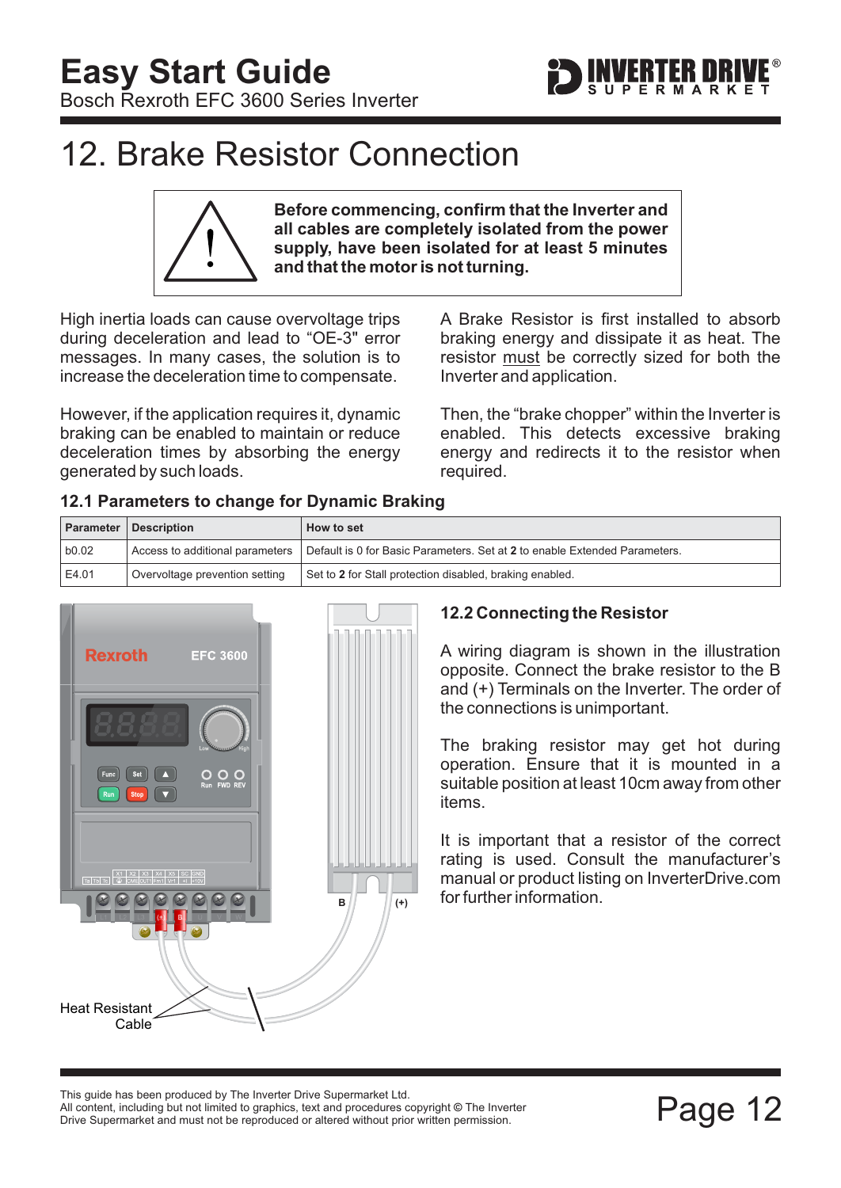# 12. Brake Resistor Connection

**Before commencing, confirm that the Inverter and all cables are completely isolated from the power supply, have been isolated for at least 5 minutes and that the motor is not turning.**

High inertia loads can cause overvoltage trips during deceleration and lead to "OE-3" error messages. In many cases, the solution is to increase the deceleration time to compensate.

However, if the application requires it, dynamic braking can be enabled to maintain or reduce deceleration times by absorbing the energy generated by such loads.

A Brake Resistor is first installed to absorb braking energy and dissipate it as heat. The resistor must be correctly sized for both the Inverter and application.

Then, the "brake chopper" within the Inverter is enabled. This detects excessive braking energy and redirects it to the resistor when required.

## 12.1 Parameters to change for Dynamic Braking

| Parameter | Description | How to set |
|---|---|---|
| b0.02 | Access to additional parameters | Default is 0 for Basic Parameters. Set at **2** to enable Extended Parameters. |
| E4.01 | Overvoltage prevention setting | Set to **2** for Stall protection disabled, braking enabled. |

Heat Resistant Cable

## 12.2 Connecting the Resistor

A wiring diagram is shown in the illustration opposite. Connect the brake resistor to the B and (+) Terminals on the Inverter. The order of the connections is unimportant.

The braking resistor may get hot during operation. Ensure that it is mounted in a suitable position at least 10cm away from other items.

It is important that a resistor of the correct rating is used. Consult the manufacturer's manual or product listing on InverterDrive.com for further information.

This guide has been produced by The Inverter Drive Supermarket Ltd.
All content, including but not limited to graphics, text and procedures copyright © The Inverter Drive Supermarket and must not be reproduced or altered without prior written permission.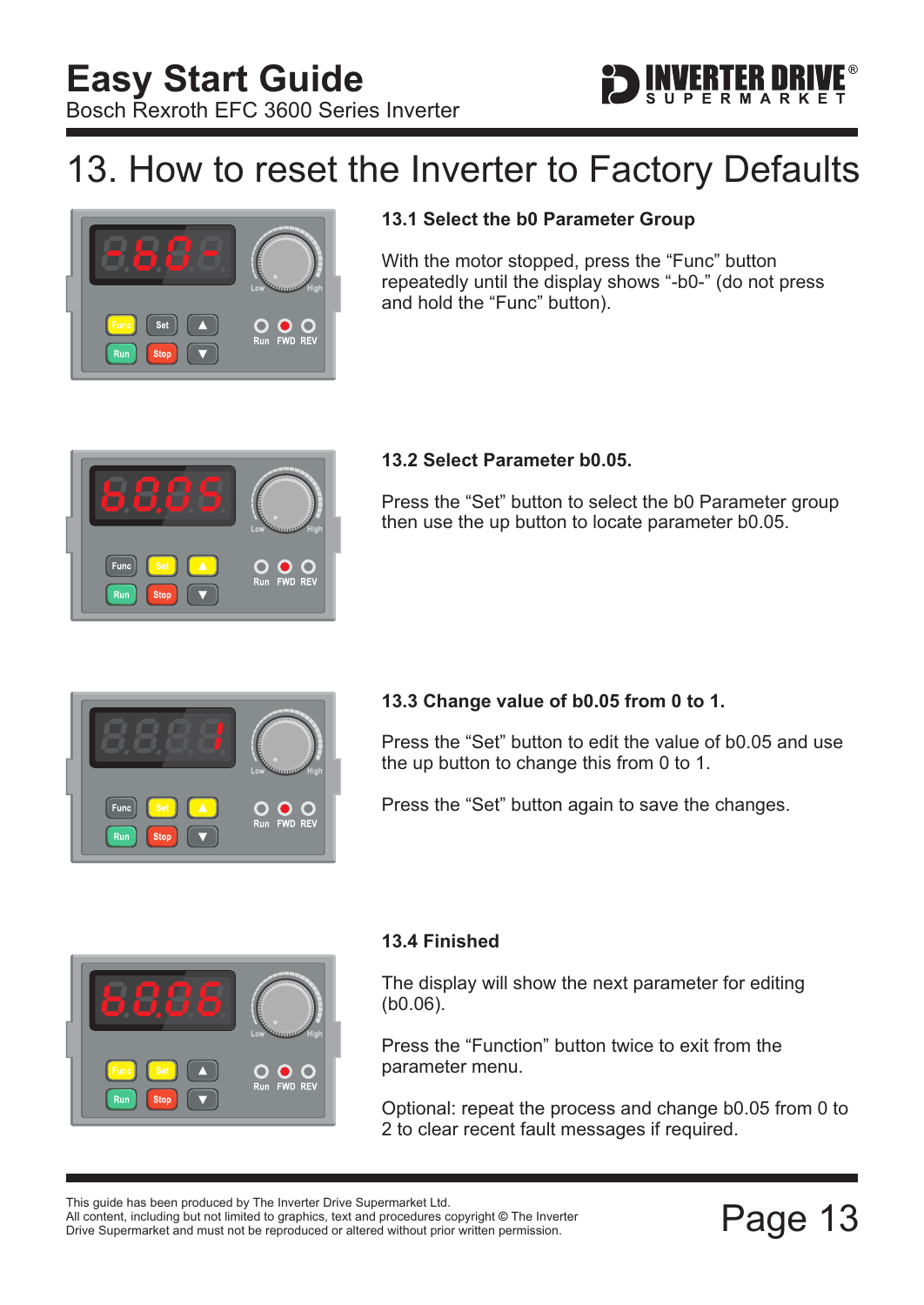# Easy Start Guide

Bosch Rexroth EFC 3600 Series Inverter

## 13. How to reset the Inverter to Factory Defaults

### 13.1 Select the b0 Parameter Group

With the motor stopped, press the “Func” button repeatedly until the display shows “-b0-” (do not press and hold the “Func” button).

### 13.2 Select Parameter b0.05.

Press the “Set” button to select the b0 Parameter group then use the up button to locate parameter b0.05.

### 13.3 Change value of b0.05 from 0 to 1.

Press the “Set” button to edit the value of b0.05 and use the up button to change this from 0 to 1.

Press the “Set” button again to save the changes.

### 13.4 Finished

The display will show the next parameter for editing (b0.06).

Press the “Function” button twice to exit from the parameter menu.

Optional: repeat the process and change b0.05 from 0 to 2 to clear recent fault messages if required.

This guide has been produced by The Inverter Drive Supermarket Ltd.
All content, including but not limited to graphics, text and procedures copyright © The Inverter Drive Supermarket and must not be reproduced or altered without prior written permission.